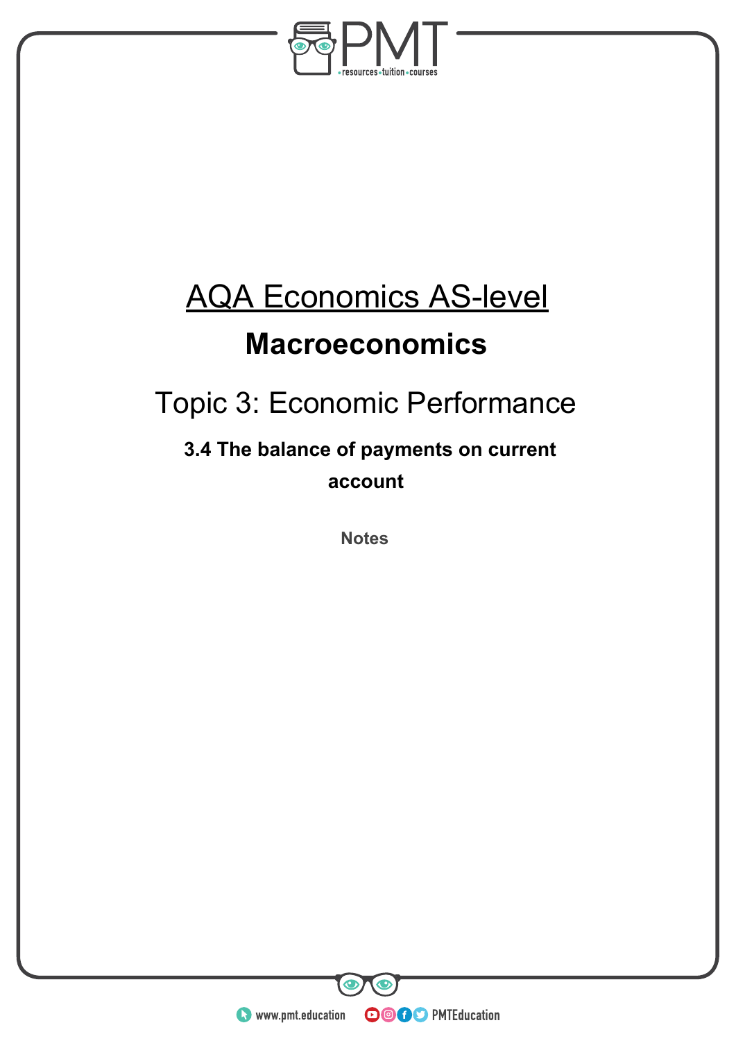# AQA Economics AS-level

## Macroeconomics

### Topic 3: Economic Performance

**3.4 The balance of payments on current account**

**Notes**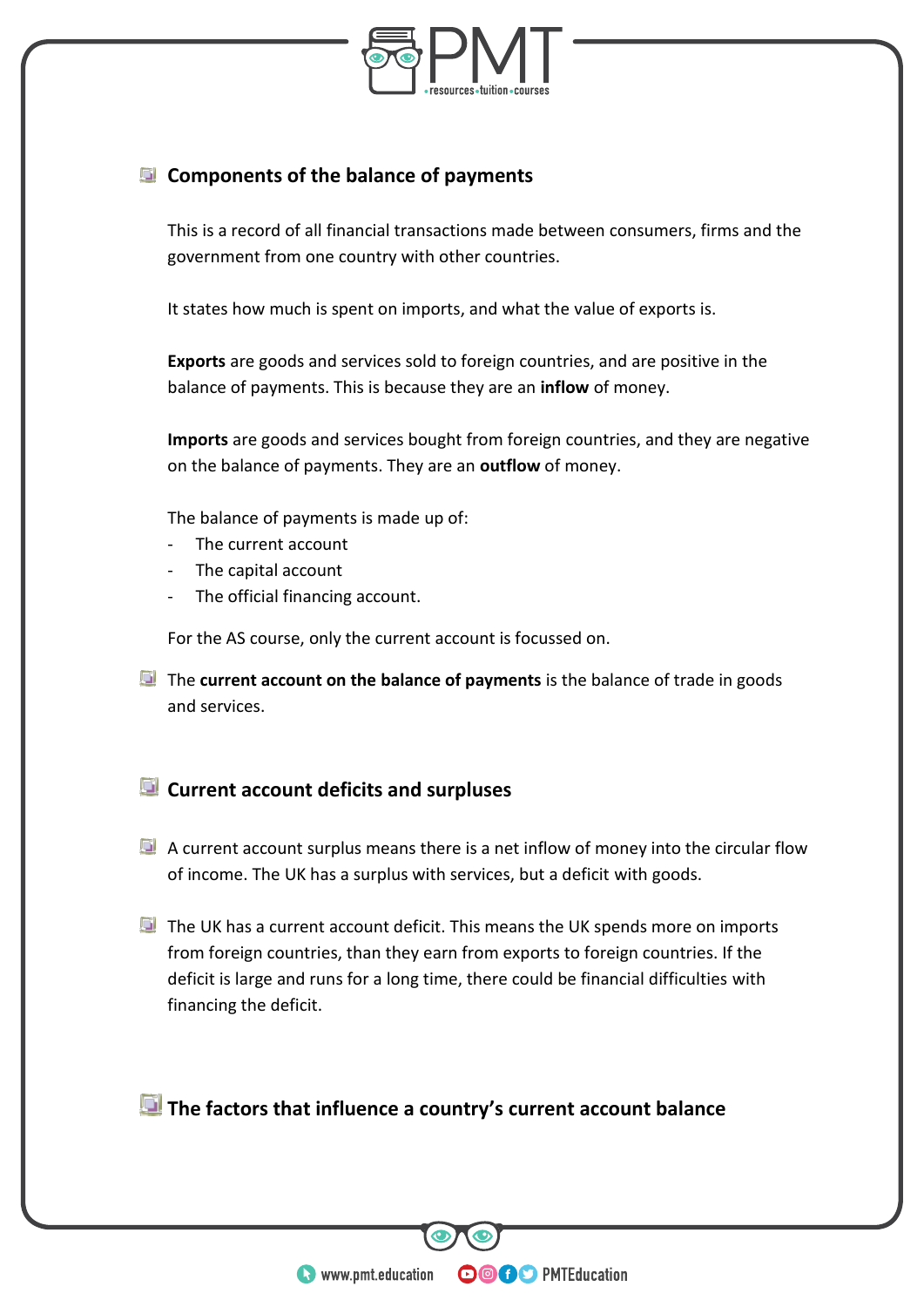## Components of the balance of payments

This is a record of all financial transactions made between consumers, firms and the government from one country with other countries.

It states how much is spent on imports, and what the value of exports is.

**Exports** are goods and services sold to foreign countries, and are positive in the balance of payments. This is because they are an **inflow** of money.

**Imports** are goods and services bought from foreign countries, and they are negative on the balance of payments. They are an **outflow** of money.

The balance of payments is made up of:

- The current account
- The capital account
- The official financing account.

For the AS course, only the current account is focussed on.

- The **current account on the balance of payments** is the balance of trade in goods and services.

## Current account deficits and surpluses

- A current account surplus means there is a net inflow of money into the circular flow of income. The UK has a surplus with services, but a deficit with goods.

- The UK has a current account deficit. This means the UK spends more on imports from foreign countries, than they earn from exports to foreign countries. If the deficit is large and runs for a long time, there could be financial difficulties with financing the deficit.

## The factors that influence a country's current account balance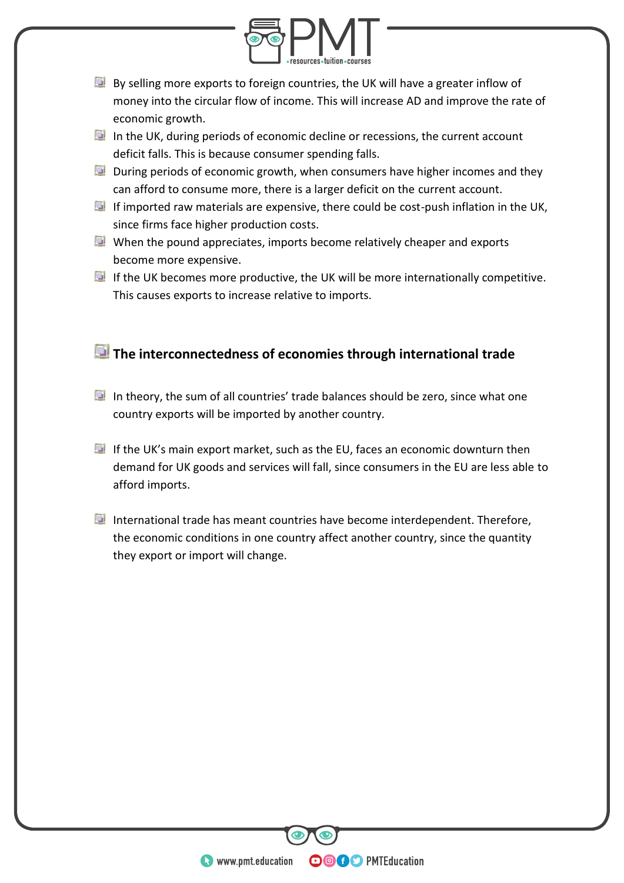- By selling more exports to foreign countries, the UK will have a greater inflow of money into the circular flow of income. This will increase AD and improve the rate of economic growth.
- In the UK, during periods of economic decline or recessions, the current account deficit falls. This is because consumer spending falls.
- During periods of economic growth, when consumers have higher incomes and they can afford to consume more, there is a larger deficit on the current account.
- If imported raw materials are expensive, there could be cost-push inflation in the UK, since firms face higher production costs.
- When the pound appreciates, imports become relatively cheaper and exports become more expensive.
- If the UK becomes more productive, the UK will be more internationally competitive. This causes exports to increase relative to imports.

## The interconnectedness of economies through international trade

- In theory, the sum of all countries' trade balances should be zero, since what one country exports will be imported by another country.

- If the UK's main export market, such as the EU, faces an economic downturn then demand for UK goods and services will fall, since consumers in the EU are less able to afford imports.

- International trade has meant countries have become interdependent. Therefore, the economic conditions in one country affect another country, since the quantity they export or import will change.